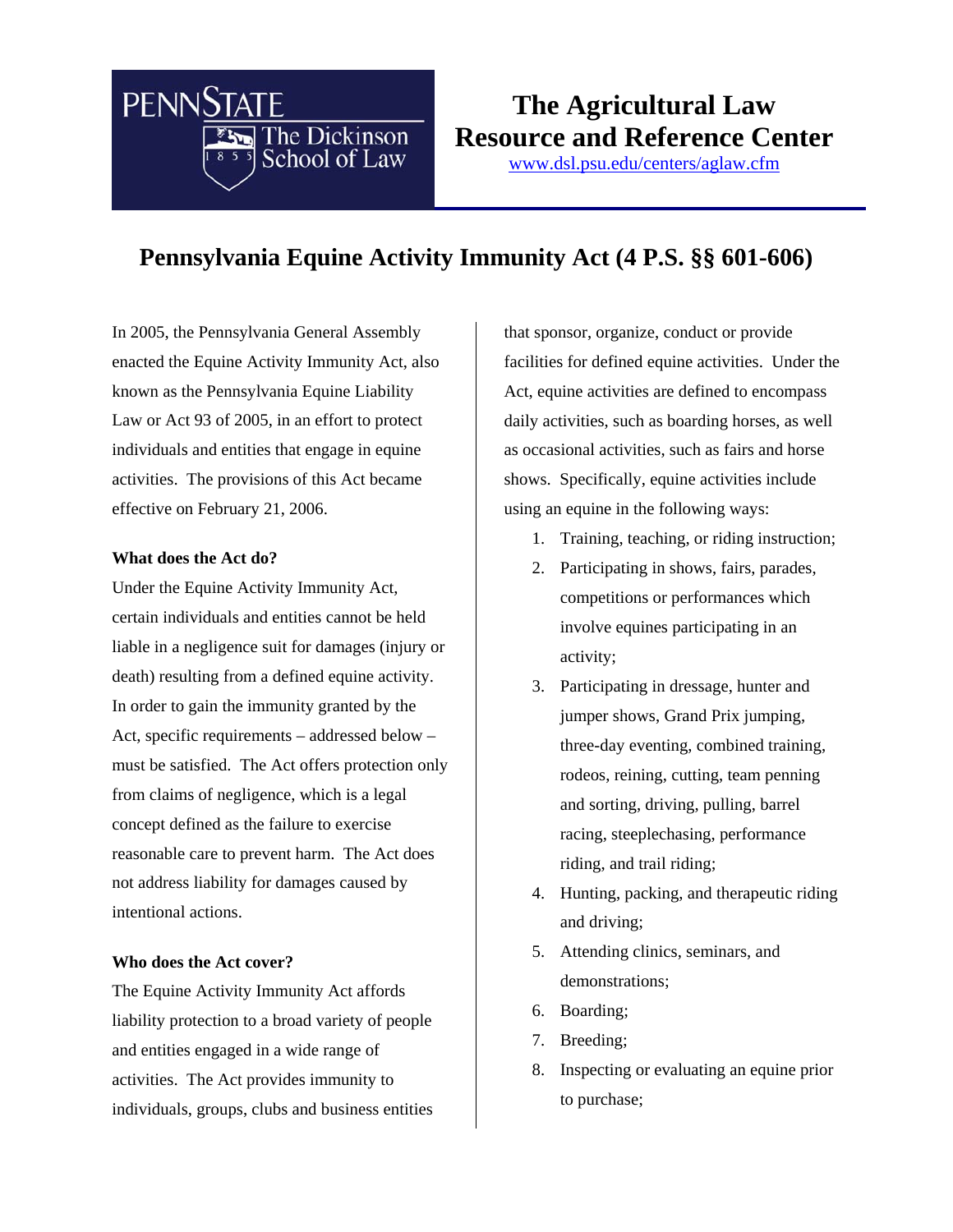PENNSTATE

The Dickinson School of Law

# The Agricultural Law Resource and Reference Center

www.dsl.psu.edu/centers/aglaw.cfm

## Pennsylvania Equine Activity Immunity Act (4 P.S. §§ 601-606)

In 2005, the Pennsylvania General Assembly enacted the Equine Activity Immunity Act, also known as the Pennsylvania Equine Liability Law or Act 93 of 2005, in an effort to protect individuals and entities that engage in equine activities. The provisions of this Act became effective on February 21, 2006.

**What does the Act do?**

Under the Equine Activity Immunity Act, certain individuals and entities cannot be held liable in a negligence suit for damages (injury or death) resulting from a defined equine activity. In order to gain the immunity granted by the Act, specific requirements – addressed below – must be satisfied. The Act offers protection only from claims of negligence, which is a legal concept defined as the failure to exercise reasonable care to prevent harm. The Act does not address liability for damages caused by intentional actions.

**Who does the Act cover?**

The Equine Activity Immunity Act affords liability protection to a broad variety of people and entities engaged in a wide range of activities. The Act provides immunity to individuals, groups, clubs and business entities that sponsor, organize, conduct or provide facilities for defined equine activities. Under the Act, equine activities are defined to encompass daily activities, such as boarding horses, as well as occasional activities, such as fairs and horse shows. Specifically, equine activities include using an equine in the following ways:

1. Training, teaching, or riding instruction;
2. Participating in shows, fairs, parades, competitions or performances which involve equines participating in an activity;
3. Participating in dressage, hunter and jumper shows, Grand Prix jumping, three-day eventing, combined training, rodeos, reining, cutting, team penning and sorting, driving, pulling, barrel racing, steeplechasing, performance riding, and trail riding;
4. Hunting, packing, and therapeutic riding and driving;
5. Attending clinics, seminars, and demonstrations;
6. Boarding;
7. Breeding;
8. Inspecting or evaluating an equine prior to purchase;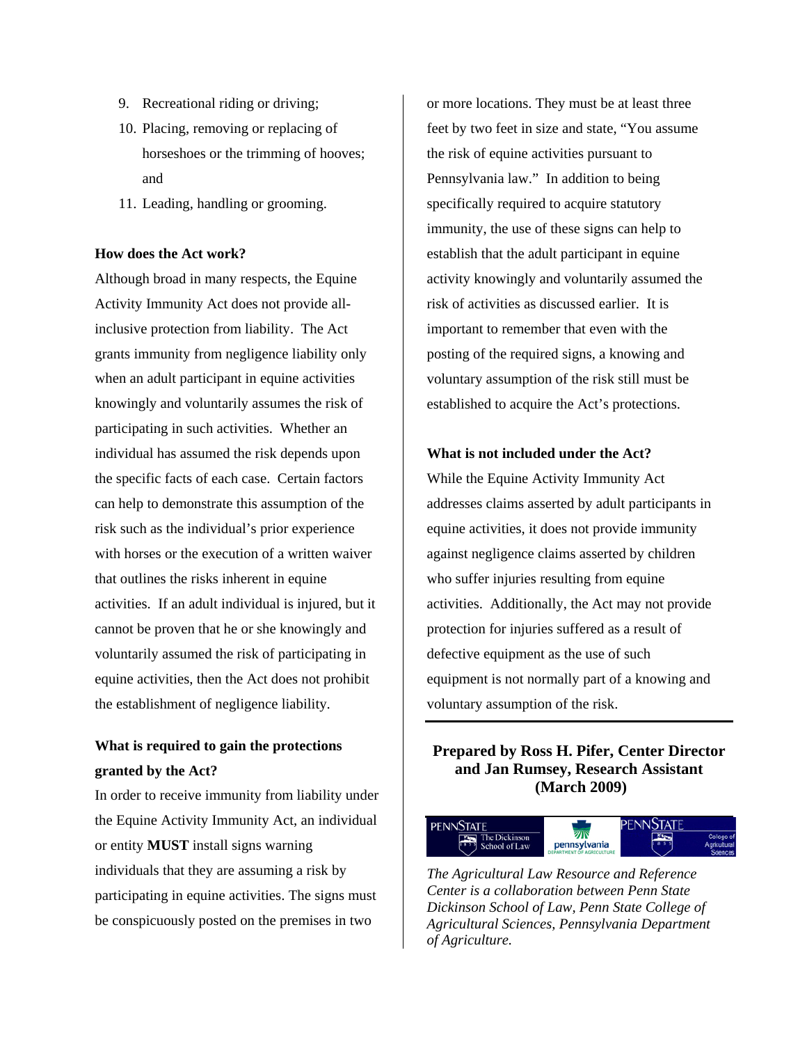9. Recreational riding or driving;
10. Placing, removing or replacing of horseshoes or the trimming of hooves; and
11. Leading, handling or grooming.

**How does the Act work?**

Although broad in many respects, the Equine Activity Immunity Act does not provide all-inclusive protection from liability. The Act grants immunity from negligence liability only when an adult participant in equine activities knowingly and voluntarily assumes the risk of participating in such activities. Whether an individual has assumed the risk depends upon the specific facts of each case. Certain factors can help to demonstrate this assumption of the risk such as the individual's prior experience with horses or the execution of a written waiver that outlines the risks inherent in equine activities. If an adult individual is injured, but it cannot be proven that he or she knowingly and voluntarily assumed the risk of participating in equine activities, then the Act does not prohibit the establishment of negligence liability.

**What is required to gain the protections granted by the Act?**

In order to receive immunity from liability under the Equine Activity Immunity Act, an individual or entity **MUST** install signs warning individuals that they are assuming a risk by participating in equine activities. The signs must be conspicuously posted on the premises in two or more locations. They must be at least three feet by two feet in size and state, "You assume the risk of equine activities pursuant to Pennsylvania law." In addition to being specifically required to acquire statutory immunity, the use of these signs can help to establish that the adult participant in equine activity knowingly and voluntarily assumed the risk of activities as discussed earlier. It is important to remember that even with the posting of the required signs, a knowing and voluntary assumption of the risk still must be established to acquire the Act's protections.

**What is not included under the Act?**

While the Equine Activity Immunity Act addresses claims asserted by adult participants in equine activities, it does not provide immunity against negligence claims asserted by children who suffer injuries resulting from equine activities. Additionally, the Act may not provide protection for injuries suffered as a result of defective equipment as the use of such equipment is not normally part of a knowing and voluntary assumption of the risk.

**Prepared by Ross H. Pifer, Center Director and Jan Rumsey, Research Assistant (March 2009)**

PENNSTATE The Dickinson School of Law | pennsylvania DEPARTMENT OF AGRICULTURE | PENNSTATE College of Agricultural Sciences

*The Agricultural Law Resource and Reference Center is a collaboration between Penn State Dickinson School of Law, Penn State College of Agricultural Sciences, Pennsylvania Department of Agriculture.*